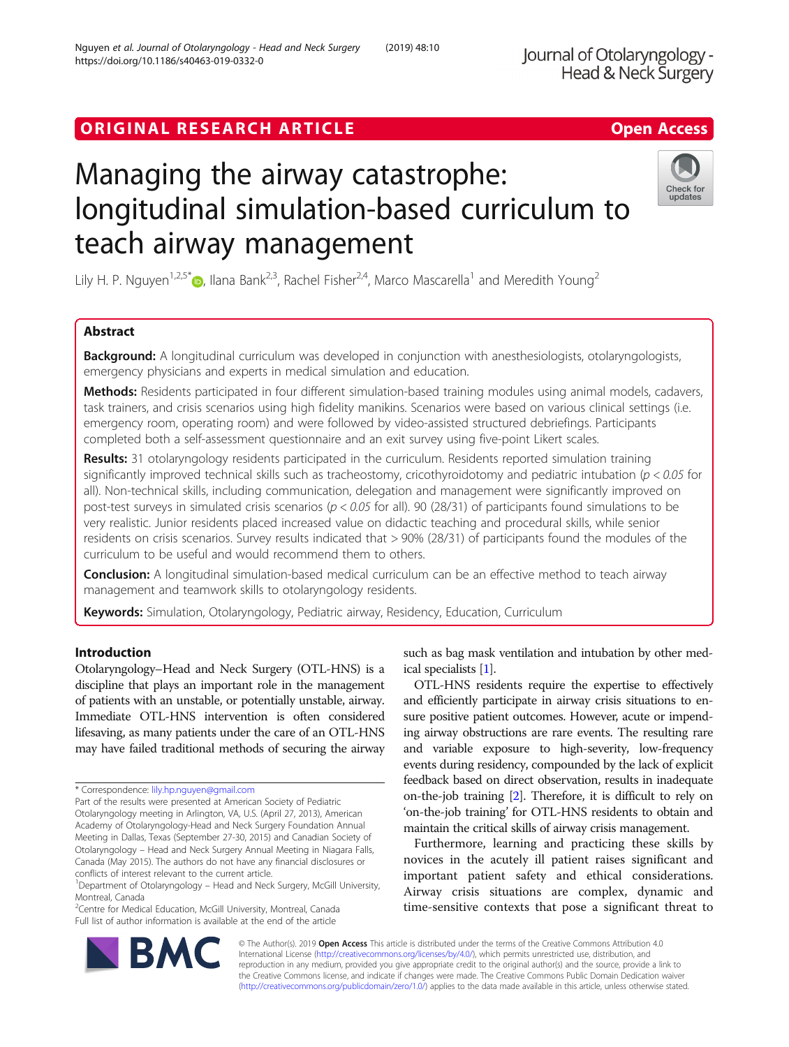ORIGINAL RESEARCH ARTICLE

Open Access

# Managing the airway catastrophe: longitudinal simulation-based curriculum to teach airway management

Lily H. P. Nguyen[1,2,5*], Ilana Bank[2,3], Rachel Fisher[2,4], Marco Mascarella[1] and Meredith Young[2]

## Abstract

**Background:** A longitudinal curriculum was developed in conjunction with anesthesiologists, otolaryngologists, emergency physicians and experts in medical simulation and education.

**Methods:** Residents participated in four different simulation-based training modules using animal models, cadavers, task trainers, and crisis scenarios using high fidelity manikins. Scenarios were based on various clinical settings (i.e. emergency room, operating room) and were followed by video-assisted structured debriefings. Participants completed both a self-assessment questionnaire and an exit survey using five-point Likert scales.

**Results:** 31 otolaryngology residents participated in the curriculum. Residents reported simulation training significantly improved technical skills such as tracheostomy, cricothyroidotomy and pediatric intubation ($p < 0.05$ for all). Non-technical skills, including communication, delegation and management were significantly improved on post-test surveys in simulated crisis scenarios ($p < 0.05$ for all). 90 (28/31) of participants found simulations to be very realistic. Junior residents placed increased value on didactic teaching and procedural skills, while senior residents on crisis scenarios. Survey results indicated that > 90% (28/31) of participants found the modules of the curriculum to be useful and would recommend them to others.

**Conclusion:** A longitudinal simulation-based medical curriculum can be an effective method to teach airway management and teamwork skills to otolaryngology residents.

**Keywords:** Simulation, Otolaryngology, Pediatric airway, Residency, Education, Curriculum

## Introduction

Otolaryngology–Head and Neck Surgery (OTL-HNS) is a discipline that plays an important role in the management of patients with an unstable, or potentially unstable, airway. Immediate OTL-HNS intervention is often considered lifesaving, as many patients under the care of an OTL-HNS may have failed traditional methods of securing the airway such as bag mask ventilation and intubation by other medical specialists [1].

OTL-HNS residents require the expertise to effectively and efficiently participate in airway crisis situations to ensure positive patient outcomes. However, acute or impending airway obstructions are rare events. The resulting rare and variable exposure to high-severity, low-frequency events during residency, compounded by the lack of explicit feedback based on direct observation, results in inadequate on-the-job training [2]. Therefore, it is difficult to rely on 'on-the-job training' for OTL-HNS residents to obtain and maintain the critical skills of airway crisis management.

Furthermore, learning and practicing these skills by novices in the acutely ill patient raises significant and important patient safety and ethical considerations. Airway crisis situations are complex, dynamic and time-sensitive contexts that pose a significant threat to

\* Correspondence: lily.hp.nguyen@gmail.com

Part of the results were presented at American Society of Pediatric Otolaryngology meeting in Arlington, VA, U.S. (April 27, 2013), American Academy of Otolaryngology-Head and Neck Surgery Foundation Annual Meeting in Dallas, Texas (September 27-30, 2015) and Canadian Society of Otolaryngology – Head and Neck Surgery Annual Meeting in Niagara Falls, Canada (May 2015). The authors do not have any financial disclosures or conflicts of interest relevant to the current article.

[1]Department of Otolaryngology – Head and Neck Surgery, McGill University, Montreal, Canada

[2]Centre for Medical Education, McGill University, Montreal, Canada

Full list of author information is available at the end of the article

© The Author(s). 2019 **Open Access** This article is distributed under the terms of the Creative Commons Attribution 4.0 International License (http://creativecommons.org/licenses/by/4.0/), which permits unrestricted use, distribution, and reproduction in any medium, provided you give appropriate credit to the original author(s) and the source, provide a link to the Creative Commons license, and indicate if changes were made. The Creative Commons Public Domain Dedication waiver (http://creativecommons.org/publicdomain/zero/1.0/) applies to the data made available in this article, unless otherwise stated.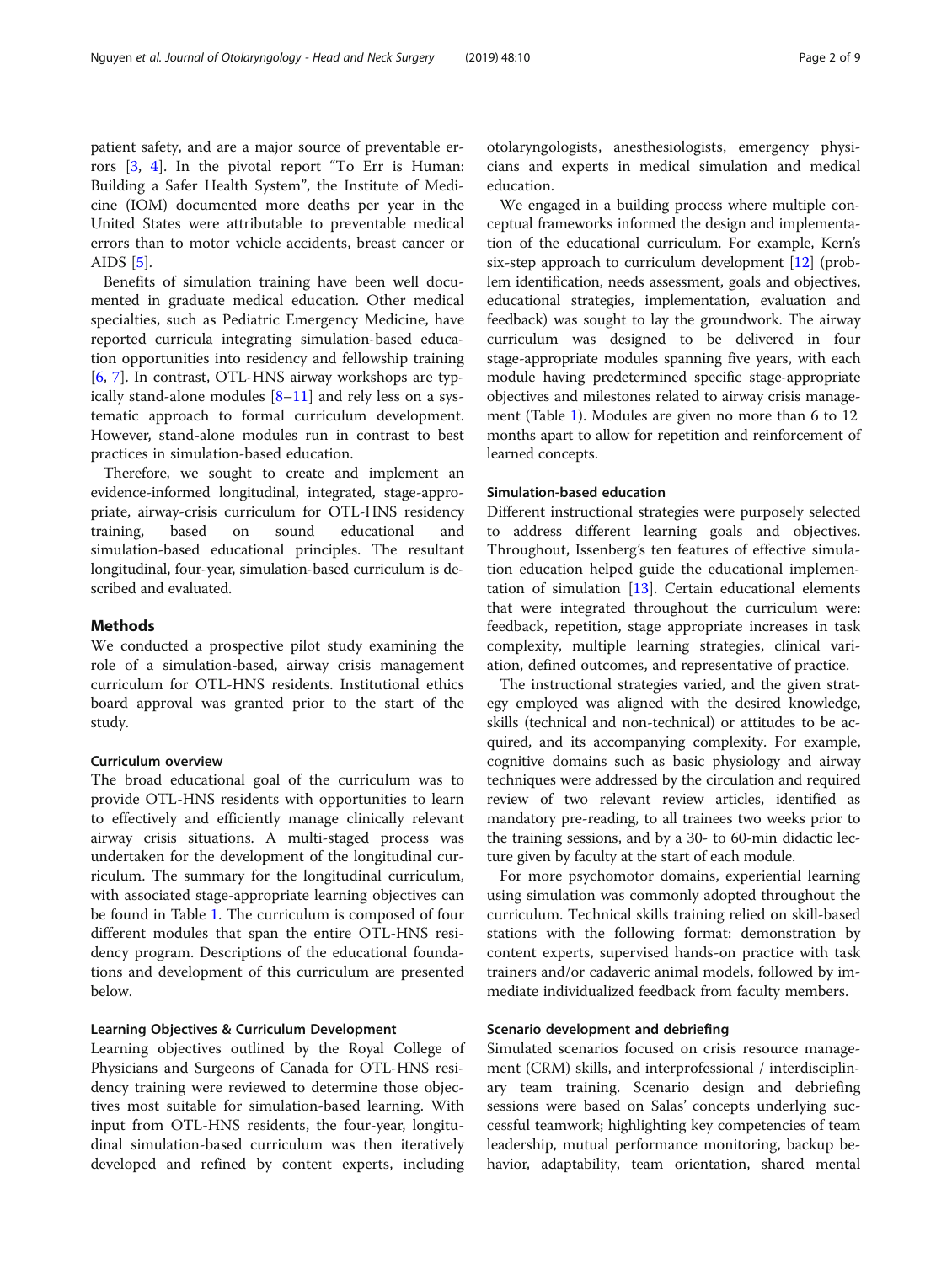patient safety, and are a major source of preventable errors [3, 4]. In the pivotal report "To Err is Human: Building a Safer Health System", the Institute of Medicine (IOM) documented more deaths per year in the United States were attributable to preventable medical errors than to motor vehicle accidents, breast cancer or AIDS [5].

Benefits of simulation training have been well documented in graduate medical education. Other medical specialties, such as Pediatric Emergency Medicine, have reported curricula integrating simulation-based education opportunities into residency and fellowship training [6, 7]. In contrast, OTL-HNS airway workshops are typically stand-alone modules [8–11] and rely less on a systematic approach to formal curriculum development. However, stand-alone modules run in contrast to best practices in simulation-based education.

Therefore, we sought to create and implement an evidence-informed longitudinal, integrated, stage-appropriate, airway-crisis curriculum for OTL-HNS residency training, based on sound educational and simulation-based educational principles. The resultant longitudinal, four-year, simulation-based curriculum is described and evaluated.

## Methods

We conducted a prospective pilot study examining the role of a simulation-based, airway crisis management curriculum for OTL-HNS residents. Institutional ethics board approval was granted prior to the start of the study.

### Curriculum overview

The broad educational goal of the curriculum was to provide OTL-HNS residents with opportunities to learn to effectively and efficiently manage clinically relevant airway crisis situations. A multi-staged process was undertaken for the development of the longitudinal curriculum. The summary for the longitudinal curriculum, with associated stage-appropriate learning objectives can be found in Table 1. The curriculum is composed of four different modules that span the entire OTL-HNS residency program. Descriptions of the educational foundations and development of this curriculum are presented below.

### Learning Objectives & Curriculum Development

Learning objectives outlined by the Royal College of Physicians and Surgeons of Canada for OTL-HNS residency training were reviewed to determine those objectives most suitable for simulation-based learning. With input from OTL-HNS residents, the four-year, longitudinal simulation-based curriculum was then iteratively developed and refined by content experts, including otolaryngologists, anesthesiologists, emergency physicians and experts in medical simulation and medical education.

We engaged in a building process where multiple conceptual frameworks informed the design and implementation of the educational curriculum. For example, Kern's six-step approach to curriculum development [12] (problem identification, needs assessment, goals and objectives, educational strategies, implementation, evaluation and feedback) was sought to lay the groundwork. The airway curriculum was designed to be delivered in four stage-appropriate modules spanning five years, with each module having predetermined specific stage-appropriate objectives and milestones related to airway crisis management (Table 1). Modules are given no more than 6 to 12 months apart to allow for repetition and reinforcement of learned concepts.

### Simulation-based education

Different instructional strategies were purposely selected to address different learning goals and objectives. Throughout, Issenberg's ten features of effective simulation education helped guide the educational implementation of simulation [13]. Certain educational elements that were integrated throughout the curriculum were: feedback, repetition, stage appropriate increases in task complexity, multiple learning strategies, clinical variation, defined outcomes, and representative of practice.

The instructional strategies varied, and the given strategy employed was aligned with the desired knowledge, skills (technical and non-technical) or attitudes to be acquired, and its accompanying complexity. For example, cognitive domains such as basic physiology and airway techniques were addressed by the circulation and required review of two relevant review articles, identified as mandatory pre-reading, to all trainees two weeks prior to the training sessions, and by a 30- to 60-min didactic lecture given by faculty at the start of each module.

For more psychomotor domains, experiential learning using simulation was commonly adopted throughout the curriculum. Technical skills training relied on skill-based stations with the following format: demonstration by content experts, supervised hands-on practice with task trainers and/or cadaveric animal models, followed by immediate individualized feedback from faculty members.

### Scenario development and debriefing

Simulated scenarios focused on crisis resource management (CRM) skills, and interprofessional / interdisciplinary team training. Scenario design and debriefing sessions were based on Salas' concepts underlying successful teamwork; highlighting key competencies of team leadership, mutual performance monitoring, backup behavior, adaptability, team orientation, shared mental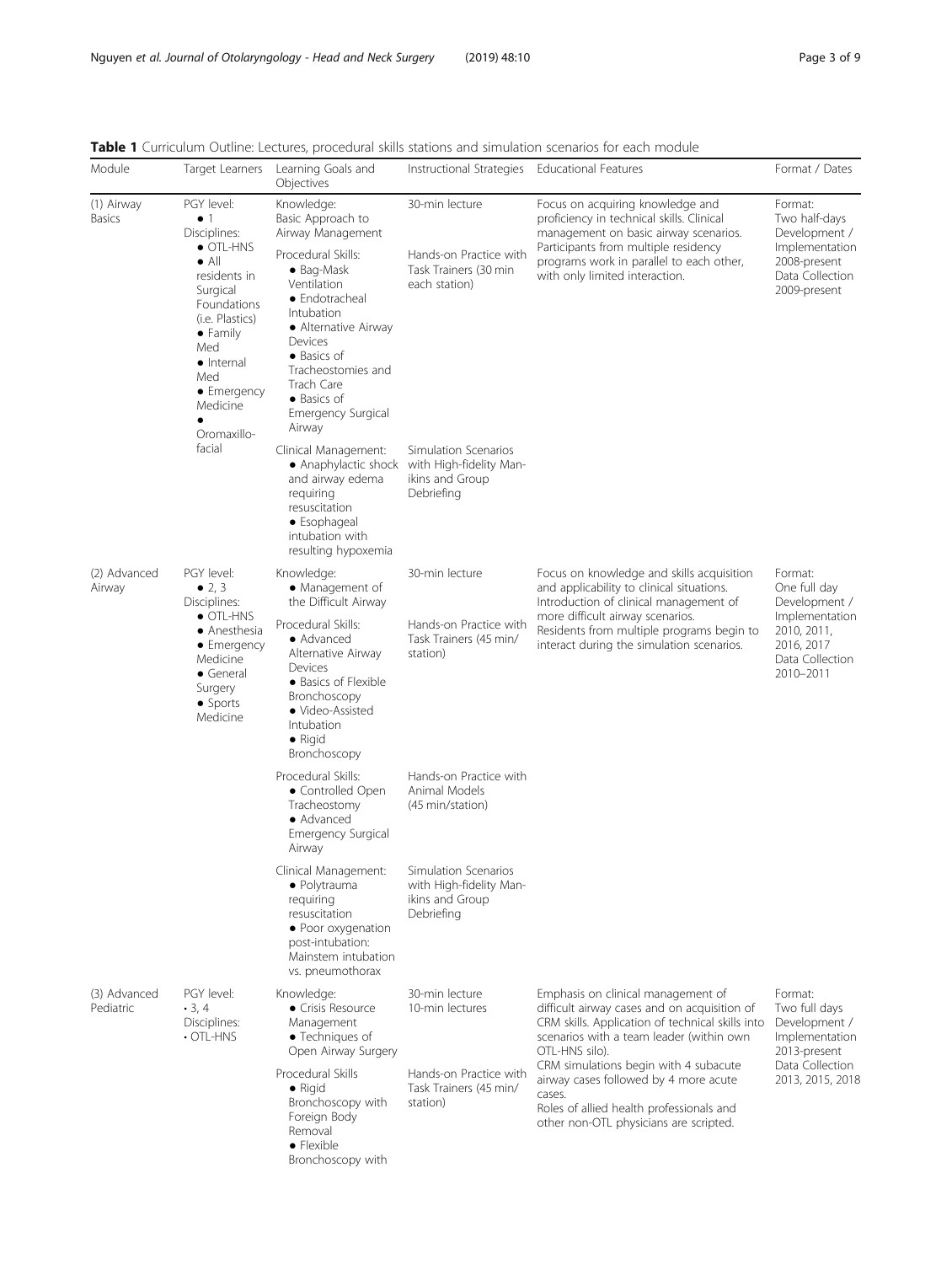**Table 1** Curriculum Outline: Lectures, procedural skills stations and simulation scenarios for each module

| Module | Target Learners | Learning Goals and Objectives | Instructional Strategies | Educational Features | Format / Dates |
|---|---|---|---|---|---|
| (1) Airway Basics | PGY level: • 1 Disciplines: • OTL-HNS • All residents in Surgical Foundations (i.e. Plastics) • Family Med • Internal Med • Emergency Medicine • Oromaxillo-facial | Knowledge: Basic Approach to Airway Management | 30-min lecture | Focus on acquiring knowledge and proficiency in technical skills. Clinical management on basic airway scenarios. Participants from multiple residency programs work in parallel to each other, with only limited interaction. | Format: Two half-days Development / Implementation 2008-present Data Collection 2009-present |
| | | Procedural Skills: • Bag-Mask Ventilation • Endotracheal Intubation • Alternative Airway Devices • Basics of Tracheostomies and Trach Care • Basics of Emergency Surgical Airway | Hands-on Practice with Task Trainers (30 min each station) | | |
| | | Clinical Management: • Anaphylactic shock and airway edema requiring resuscitation • Esophageal intubation with resulting hypoxemia | Simulation Scenarios with High-fidelity Manikins and Group Debriefing | | |
| (2) Advanced Airway | PGY level: • 2, 3 Disciplines: • OTL-HNS • Anesthesia • Emergency Medicine • General Surgery • Sports Medicine | Knowledge: • Management of the Difficult Airway | 30-min lecture | Focus on knowledge and skills acquisition and applicability to clinical situations. Introduction of clinical management of more difficult airway scenarios. Residents from multiple programs begin to interact during the simulation scenarios. | Format: One full day Development / Implementation 2010, 2011, 2016, 2017 Data Collection 2010–2011 |
| | | Procedural Skills: • Advanced Alternative Airway Devices • Basics of Flexible Bronchoscopy • Video-Assisted Intubation • Rigid Bronchoscopy | Hands-on Practice with Task Trainers (45 min/station) | | |
| | | Procedural Skills: • Controlled Open Tracheostomy • Advanced Emergency Surgical Airway | Hands-on Practice with Animal Models (45 min/station) | | |
| | | Clinical Management: • Polytrauma requiring resuscitation • Poor oxygenation post-intubation: Mainstem intubation vs. pneumothorax | Simulation Scenarios with High-fidelity Manikins and Group Debriefing | | |
| (3) Advanced Pediatric | PGY level: • 3, 4 Disciplines: • OTL-HNS | Knowledge: • Crisis Resource Management • Techniques of Open Airway Surgery | 30-min lecture 10-min lectures | Emphasis on clinical management of difficult airway cases and on acquisition of CRM skills. Application of technical skills into scenarios with a team leader (within own OTL-HNS silo). CRM simulations begin with 4 subacute airway cases followed by 4 more acute cases. Roles of allied health professionals and other non-OTL physicians are scripted. | Format: Two full days Development / Implementation 2013-present Data Collection 2013, 2015, 2018 |
| | | Procedural Skills • Rigid Bronchoscopy with Foreign Body Removal • Flexible Bronchoscopy with | Hands-on Practice with Task Trainers (45 min/station) | | |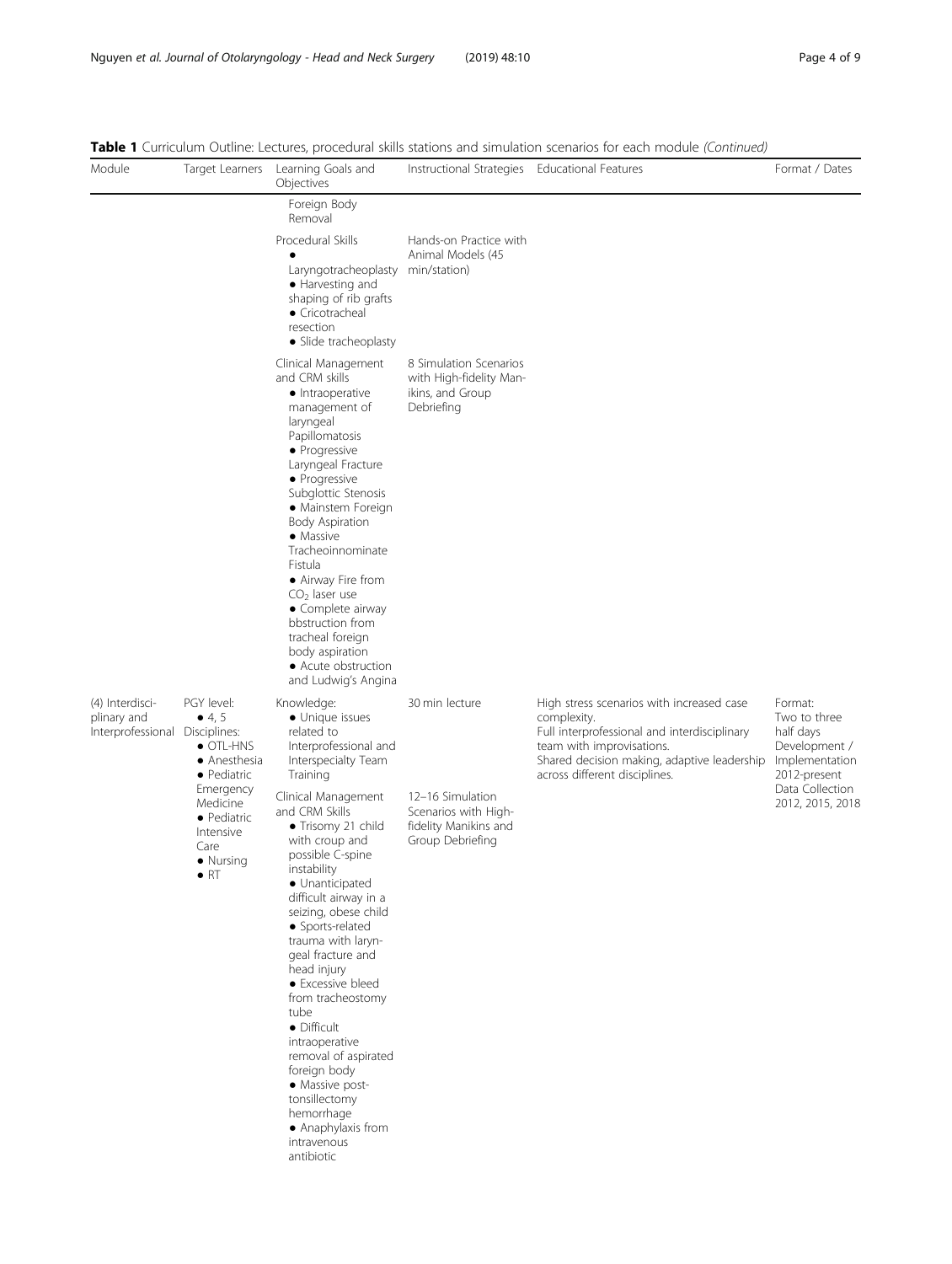**Table 1** Curriculum Outline: Lectures, procedural skills stations and simulation scenarios for each module *(Continued)*

| Module | Target Learners | Learning Goals and Objectives | Instructional Strategies | Educational Features | Format / Dates |
|---|---|---|---|---|---|
| | | Foreign Body Removal | | | |
| | | Procedural Skills<br>• Laryngotracheoplasty<br>• Harvesting and shaping of rib grafts<br>• Cricotracheal resection<br>• Slide tracheoplasty | Hands-on Practice with Animal Models (45 min/station) | | |
| | | Clinical Management and CRM skills<br>• Intraoperative management of laryngeal Papillomatosis<br>• Progressive Laryngeal Fracture<br>• Progressive Subglottic Stenosis<br>• Mainstem Foreign Body Aspiration<br>• Massive Tracheoinnominate Fistula<br>• Airway Fire from $CO_2$ laser use<br>• Complete airway bbstruction from tracheal foreign body aspiration<br>• Acute obstruction and Ludwig's Angina | 8 Simulation Scenarios with High-fidelity Manikins, and Group Debriefing | | |
| (4) Interdisciplinary and Interprofessional | PGY level:<br>• 4, 5<br>Disciplines:<br>• OTL-HNS<br>• Anesthesia<br>• Pediatric Emergency Medicine<br>• Pediatric Intensive Care<br>• Nursing<br>• RT | Knowledge:<br>• Unique issues related to Interprofessional and Interspecialty Team Training | 30 min lecture | High stress scenarios with increased case complexity.<br>Full interprofessional and interdisciplinary team with improvisations.<br>Shared decision making, adaptive leadership across different disciplines. | Format:<br>Two to three half days<br>Development / Implementation<br>2012-present<br>Data Collection<br>2012, 2015, 2018 |
| | | Clinical Management and CRM Skills<br>• Trisomy 21 child with croup and possible C-spine instability<br>• Unanticipated difficult airway in a seizing, obese child<br>• Sports-related trauma with laryngeal fracture and head injury<br>• Excessive bleed from tracheostomy tube<br>• Difficult intraoperative removal of aspirated foreign body<br>• Massive post-tonsillectomy hemorrhage<br>• Anaphylaxis from intravenous antibiotic | 12–16 Simulation Scenarios with High-fidelity Manikins and Group Debriefing | | |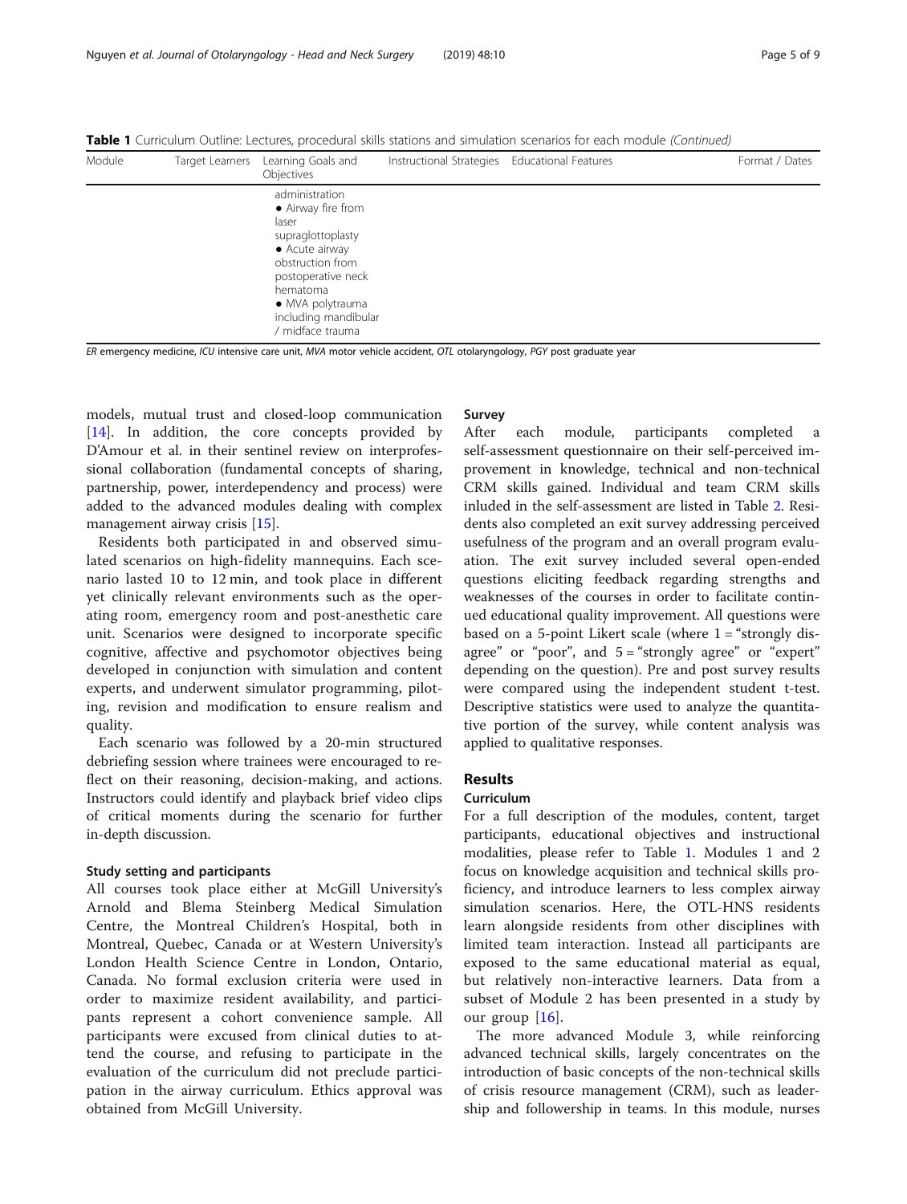**Table 1** Curriculum Outline: Lectures, procedural skills stations and simulation scenarios for each module *(Continued)*

| Module | Target Learners | Learning Goals and Objectives | Instructional Strategies | Educational Features | Format / Dates |
| --- | --- | --- | --- | --- | --- |
| | | administration<br>• Airway fire from laser supraglottoplasty<br>• Acute airway obstruction from postoperative neck hematoma<br>• MVA polytrauma including mandibular / midface trauma | | | |

*ER* emergency medicine, *ICU* intensive care unit, *MVA* motor vehicle accident, *OTL* otolaryngology, *PGY* post graduate year

models, mutual trust and closed-loop communication [14]. In addition, the core concepts provided by D'Amour et al. in their sentinel review on interprofessional collaboration (fundamental concepts of sharing, partnership, power, interdependency and process) were added to the advanced modules dealing with complex management airway crisis [15].

Residents both participated in and observed simulated scenarios on high-fidelity mannequins. Each scenario lasted 10 to 12 min, and took place in different yet clinically relevant environments such as the operating room, emergency room and post-anesthetic care unit. Scenarios were designed to incorporate specific cognitive, affective and psychomotor objectives being developed in conjunction with simulation and content experts, and underwent simulator programming, piloting, revision and modification to ensure realism and quality.

Each scenario was followed by a 20-min structured debriefing session where trainees were encouraged to reflect on their reasoning, decision-making, and actions. Instructors could identify and playback brief video clips of critical moments during the scenario for further in-depth discussion.

### Study setting and participants

All courses took place either at McGill University's Arnold and Blema Steinberg Medical Simulation Centre, the Montreal Children's Hospital, both in Montreal, Quebec, Canada or at Western University's London Health Science Centre in London, Ontario, Canada. No formal exclusion criteria were used in order to maximize resident availability, and participants represent a cohort convenience sample. All participants were excused from clinical duties to attend the course, and refusing to participate in the evaluation of the curriculum did not preclude participation in the airway curriculum. Ethics approval was obtained from McGill University.

### Survey

After each module, participants completed a self-assessment questionnaire on their self-perceived improvement in knowledge, technical and non-technical CRM skills gained. Individual and team CRM skills inluded in the self-assessment are listed in Table 2. Residents also completed an exit survey addressing perceived usefulness of the program and an overall program evaluation. The exit survey included several open-ended questions eliciting feedback regarding strengths and weaknesses of the courses in order to facilitate continued educational quality improvement. All questions were based on a 5-point Likert scale (where 1 = "strongly disagree" or "poor", and 5 = "strongly agree" or "expert" depending on the question). Pre and post survey results were compared using the independent student t-test. Descriptive statistics were used to analyze the quantitative portion of the survey, while content analysis was applied to qualitative responses.

## Results

### Curriculum

For a full description of the modules, content, target participants, educational objectives and instructional modalities, please refer to Table 1. Modules 1 and 2 focus on knowledge acquisition and technical skills proficiency, and introduce learners to less complex airway simulation scenarios. Here, the OTL-HNS residents learn alongside residents from other disciplines with limited team interaction. Instead all participants are exposed to the same educational material as equal, but relatively non-interactive learners. Data from a subset of Module 2 has been presented in a study by our group [16].

The more advanced Module 3, while reinforcing advanced technical skills, largely concentrates on the introduction of basic concepts of the non-technical skills of crisis resource management (CRM), such as leadership and followership in teams. In this module, nurses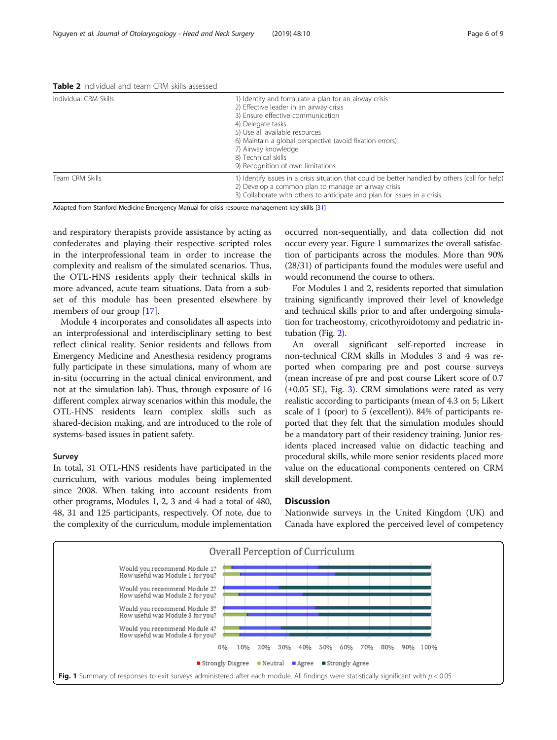**Table 2** Individual and team CRM skills assessed

| | |
|---|---|
| Individual CRM Skills | 1) Identify and formulate a plan for an airway crisis<br>2) Effective leader in an airway crisis<br>3) Ensure effective communication<br>4) Delegate tasks<br>5) Use all available resources<br>6) Maintain a global perspective (avoid fixation errors)<br>7) Airway knowledge<br>8) Technical skills<br>9) Recognition of own limitations |
| Team CRM Skills | 1) Identify issues in a crisis situation that could be better handled by others (call for help)<br>2) Develop a common plan to manage an airway crisis<br>3) Collaborate with others to anticipate and plan for issues in a crisis. |

Adapted from Stanford Medicine Emergency Manual for crisis resource management key skills [31]

and respiratory therapists provide assistance by acting as confederates and playing their respective scripted roles in the interprofessional team in order to increase the complexity and realism of the simulated scenarios. Thus, the OTL-HNS residents apply their technical skills in more advanced, acute team situations. Data from a subset of this module has been presented elsewhere by members of our group [17].

Module 4 incorporates and consolidates all aspects into an interprofessional and interdisciplinary setting to best reflect clinical reality. Senior residents and fellows from Emergency Medicine and Anesthesia residency programs fully participate in these simulations, many of whom are in-situ (occurring in the actual clinical environment, and not at the simulation lab). Thus, through exposure of 16 different complex airway scenarios within this module, the OTL-HNS residents learn complex skills such as shared-decision making, and are introduced to the role of systems-based issues in patient safety.

### Survey

In total, 31 OTL-HNS residents have participated in the curriculum, with various modules being implemented since 2008. When taking into account residents from other programs, Modules 1, 2, 3 and 4 had a total of 480, 48, 31 and 125 participants, respectively. Of note, due to the complexity of the curriculum, module implementation occurred non-sequentially, and data collection did not occur every year. Figure 1 summarizes the overall satisfaction of participants across the modules. More than 90% (28/31) of participants found the modules were useful and would recommend the course to others.

For Modules 1 and 2, residents reported that simulation training significantly improved their level of knowledge and technical skills prior to and after undergoing simulation for tracheostomy, cricothyroidotomy and pediatric intubation (Fig. 2).

An overall significant self-reported increase in non-technical CRM skills in Modules 3 and 4 was reported when comparing pre and post course surveys (mean increase of pre and post course Likert score of 0.7 (±0.05 SE), Fig. 3). CRM simulations were rated as very realistic according to participants (mean of 4.3 on 5; Likert scale of 1 (poor) to 5 (excellent)). 84% of participants reported that they felt that the simulation modules should be a mandatory part of their residency training. Junior residents placed increased value on didactic teaching and procedural skills, while more senior residents placed more value on the educational components centered on CRM skill development.

## Discussion

Nationwide surveys in the United Kingdom (UK) and Canada have explored the perceived level of competency

**Fig. 1** Summary of responses to exit surveys administered after each module. All findings were statistically significant with $p < 0.05$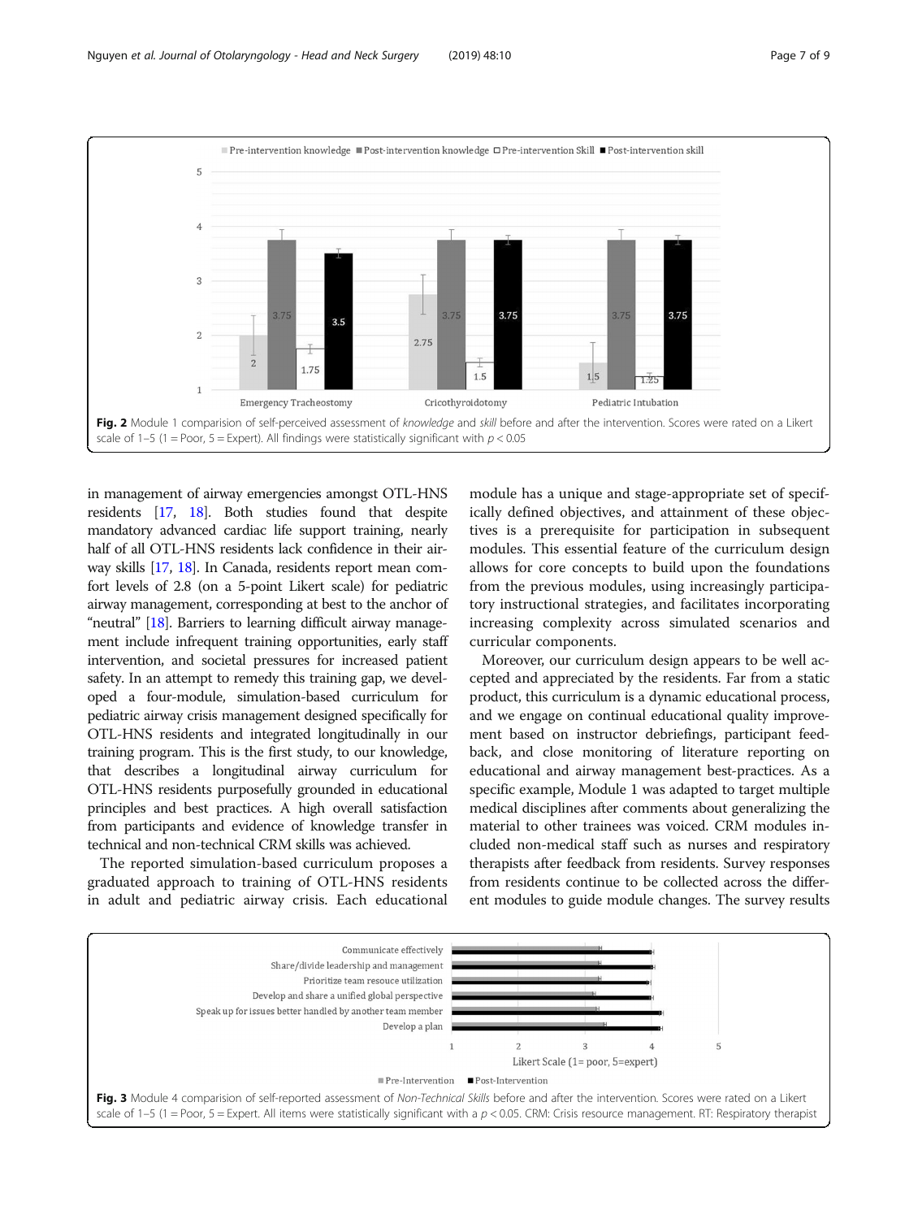Pre-intervention knowledge
Post-intervention knowledge
Pre-intervention Skill
Post-intervention skill

5
4
3
2
1

2
3.75
1.75
3.5
2.75
3.75
1.5
3.75
1.5
3.75
1.25
3.75

Emergency Tracheostomy
Cricothyroidotomy
Pediatric Intubation

**Fig. 2** Module 1 comparision of self-perceived assessment of *knowledge* and *skill* before and after the intervention. Scores were rated on a Likert scale of 1–5 (1 = Poor, 5 = Expert). All findings were statistically significant with $p < 0.05$

in management of airway emergencies amongst OTL-HNS residents [17, 18]. Both studies found that despite mandatory advanced cardiac life support training, nearly half of all OTL-HNS residents lack confidence in their airway skills [17, 18]. In Canada, residents report mean comfort levels of 2.8 (on a 5-point Likert scale) for pediatric airway management, corresponding at best to the anchor of "neutral" [18]. Barriers to learning difficult airway management include infrequent training opportunities, early staff intervention, and societal pressures for increased patient safety. In an attempt to remedy this training gap, we developed a four-module, simulation-based curriculum for pediatric airway crisis management designed specifically for OTL-HNS residents and integrated longitudinally in our training program. This is the first study, to our knowledge, that describes a longitudinal airway curriculum for OTL-HNS residents purposefully grounded in educational principles and best practices. A high overall satisfaction from participants and evidence of knowledge transfer in technical and non-technical CRM skills was achieved.

The reported simulation-based curriculum proposes a graduated approach to training of OTL-HNS residents in adult and pediatric airway crisis. Each educational module has a unique and stage-appropriate set of specifically defined objectives, and attainment of these objectives is a prerequisite for participation in subsequent modules. This essential feature of the curriculum design allows for core concepts to build upon the foundations from the previous modules, using increasingly participatory instructional strategies, and facilitates incorporating increasing complexity across simulated scenarios and curricular components.

Moreover, our curriculum design appears to be well accepted and appreciated by the residents. Far from a static product, this curriculum is a dynamic educational process, and we engage on continual educational quality improvement based on instructor debriefings, participant feedback, and close monitoring of literature reporting on educational and airway management best-practices. As a specific example, Module 1 was adapted to target multiple medical disciplines after comments about generalizing the material to other trainees was voiced. CRM modules included non-medical staff such as nurses and respiratory therapists after feedback from residents. Survey responses from residents continue to be collected across the different modules to guide module changes. The survey results

Communicate effectively
Share/divide leadership and management
Prioritize team resouce utilization
Develop and share a unified global perspective
Speak up for issues better handled by another team member
Develop a plan

1
2
3
4
5

Likert Scale (1= poor, 5=expert)

Pre-Intervention
Post-Intervention

**Fig. 3** Module 4 comparision of self-reported assessment of *Non-Technical Skills* before and after the intervention. Scores were rated on a Likert scale of 1–5 (1 = Poor, 5 = Expert). All items were statistically significant with a $p < 0.05$. CRM: Crisis resource management. RT: Respiratory therapist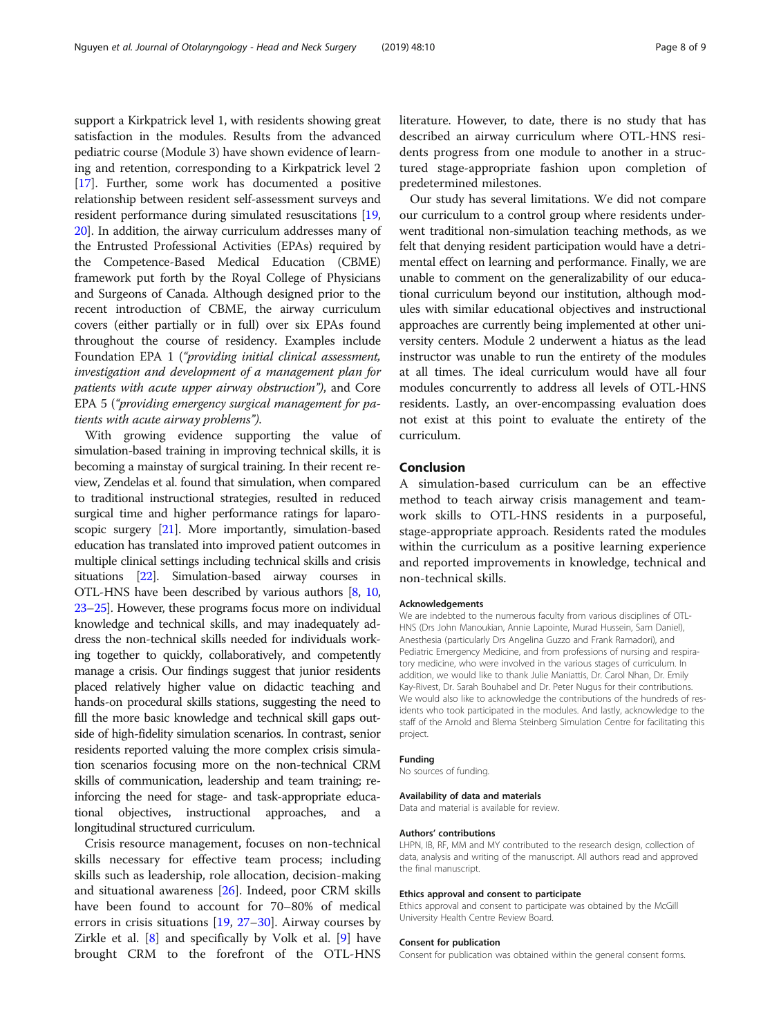support a Kirkpatrick level 1, with residents showing great satisfaction in the modules. Results from the advanced pediatric course (Module 3) have shown evidence of learning and retention, corresponding to a Kirkpatrick level 2 [17]. Further, some work has documented a positive relationship between resident self-assessment surveys and resident performance during simulated resuscitations [19, 20]. In addition, the airway curriculum addresses many of the Entrusted Professional Activities (EPAs) required by the Competence-Based Medical Education (CBME) framework put forth by the Royal College of Physicians and Surgeons of Canada. Although designed prior to the recent introduction of CBME, the airway curriculum covers (either partially or in full) over six EPAs found throughout the course of residency. Examples include Foundation EPA 1 (*"providing initial clinical assessment, investigation and development of a management plan for patients with acute upper airway obstruction")*, and Core EPA 5 (*"providing emergency surgical management for patients with acute airway problems")*.

With growing evidence supporting the value of simulation-based training in improving technical skills, it is becoming a mainstay of surgical training. In their recent review, Zendelas et al. found that simulation, when compared to traditional instructional strategies, resulted in reduced surgical time and higher performance ratings for laparoscopic surgery [21]. More importantly, simulation-based education has translated into improved patient outcomes in multiple clinical settings including technical skills and crisis situations [22]. Simulation-based airway courses in OTL-HNS have been described by various authors [8, 10, 23–25]. However, these programs focus more on individual knowledge and technical skills, and may inadequately address the non-technical skills needed for individuals working together to quickly, collaboratively, and competently manage a crisis. Our findings suggest that junior residents placed relatively higher value on didactic teaching and hands-on procedural skills stations, suggesting the need to fill the more basic knowledge and technical skill gaps outside of high-fidelity simulation scenarios. In contrast, senior residents reported valuing the more complex crisis simulation scenarios focusing more on the non-technical CRM skills of communication, leadership and team training; reinforcing the need for stage- and task-appropriate educational objectives, instructional approaches, and a longitudinal structured curriculum.

Crisis resource management, focuses on non-technical skills necessary for effective team process; including skills such as leadership, role allocation, decision-making and situational awareness [26]. Indeed, poor CRM skills have been found to account for 70–80% of medical errors in crisis situations [19, 27–30]. Airway courses by Zirkle et al. [8] and specifically by Volk et al. [9] have brought CRM to the forefront of the OTL-HNS literature. However, to date, there is no study that has described an airway curriculum where OTL-HNS residents progress from one module to another in a structured stage-appropriate fashion upon completion of predetermined milestones.

Our study has several limitations. We did not compare our curriculum to a control group where residents underwent traditional non-simulation teaching methods, as we felt that denying resident participation would have a detrimental effect on learning and performance. Finally, we are unable to comment on the generalizability of our educational curriculum beyond our institution, although modules with similar educational objectives and instructional approaches are currently being implemented at other university centers. Module 2 underwent a hiatus as the lead instructor was unable to run the entirety of the modules at all times. The ideal curriculum would have all four modules concurrently to address all levels of OTL-HNS residents. Lastly, an over-encompassing evaluation does not exist at this point to evaluate the entirety of the curriculum.

## Conclusion

A simulation-based curriculum can be an effective method to teach airway crisis management and teamwork skills to OTL-HNS residents in a purposeful, stage-appropriate approach. Residents rated the modules within the curriculum as a positive learning experience and reported improvements in knowledge, technical and non-technical skills.

### Acknowledgements

We are indebted to the numerous faculty from various disciplines of OTL-HNS (Drs John Manoukian, Annie Lapointe, Murad Hussein, Sam Daniel), Anesthesia (particularly Drs Angelina Guzzo and Frank Ramadori), and Pediatric Emergency Medicine, and from professions of nursing and respiratory medicine, who were involved in the various stages of curriculum. In addition, we would like to thank Julie Maniattis, Dr. Carol Nhan, Dr. Emily Kay-Rivest, Dr. Sarah Bouhabel and Dr. Peter Nugus for their contributions. We would also like to acknowledge the contributions of the hundreds of residents who took participated in the modules. And lastly, acknowledge to the staff of the Arnold and Blema Steinberg Simulation Centre for facilitating this project.

### Funding

No sources of funding.

### Availability of data and materials

Data and material is available for review.

### Authors' contributions

LHPN, IB, RF, MM and MY contributed to the research design, collection of data, analysis and writing of the manuscript. All authors read and approved the final manuscript.

### Ethics approval and consent to participate

Ethics approval and consent to participate was obtained by the McGill University Health Centre Review Board.

### Consent for publication

Consent for publication was obtained within the general consent forms.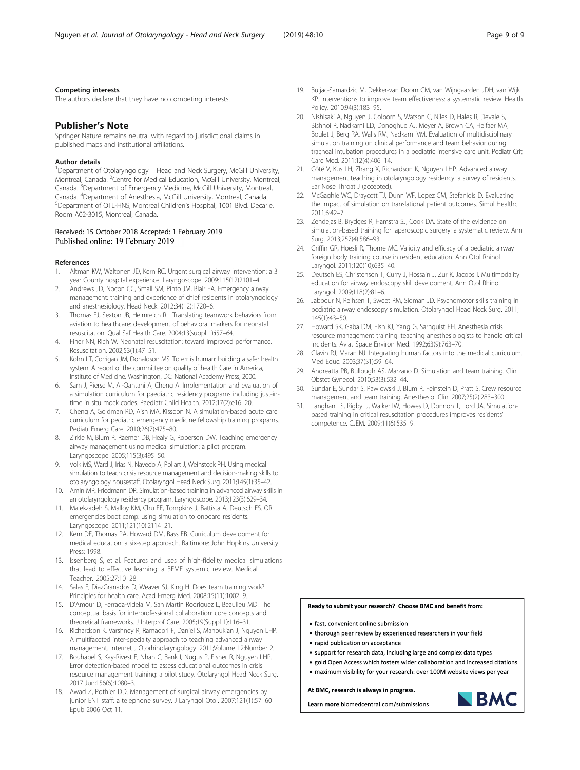### Competing interests

The authors declare that they have no competing interests.

## Publisher's Note

Springer Nature remains neutral with regard to jurisdictional claims in published maps and institutional affiliations.

### Author details

[1]Department of Otolaryngology – Head and Neck Surgery, McGill University, Montreal, Canada. [2]Centre for Medical Education, McGill University, Montreal, Canada. [3]Department of Emergency Medicine, McGill University, Montreal, Canada. [4]Department of Anesthesia, McGill University, Montreal, Canada. [5]Department of OTL-HNS, Montreal Children's Hospital, 1001 Blvd. Decarie, Room A02-3015, Montreal, Canada.

Received: 15 October 2018 Accepted: 1 February 2019
Published online: 19 February 2019

### References

1. Altman KW, Waltonen JD, Kern RC. Urgent surgical airway intervention: a 3 year County hospital experience. Laryngoscope. 2009:115(12)2101–4.
2. Andrews JD, Nocon CC, Small SM, Pinto JM, Blair EA. Emergency airway management: training and experience of chief residents in otolaryngology and anesthesiology. Head Neck. 2012:34(12):1720–6.
3. Thomas EJ, Sexton JB, Helmreich RL. Translating teamwork behaviors from aviation to healthcare: development of behavioral markers for neonatal resuscitation. Qual Saf Health Care. 2004;13(suppl 1):i57–64.
4. Finer NN, Rich W. Neonatal resuscitation: toward improved performance. Resuscitation. 2002;53(1):47–51.
5. Kohn LT, Corrigan JM, Donaldson MS. To err is human: building a safer health system. A report of the committee on quality of health Care in America, Institute of Medicine. Washington, DC: National Academy Press; 2000.
6. Sam J, Pierse M, Al-Qahtani A, Cheng A. Implementation and evaluation of a simulation curriculum for paediatric residency programs including just-in-time in situ mock codes. Paediatr Child Health. 2012;17(2):e16–20.
7. Cheng A, Goldman RD, Aish MA, Kissoon N. A simulation-based acute care curriculum for pediatric emergency medicine fellowship training programs. Pediatr Emerg Care. 2010;26(7):475–80.
8. Zirkle M, Blum R, Raemer DB, Healy G, Roberson DW. Teaching emergency airway management using medical simulation: a pilot program. Laryngoscope. 2005;115(3):495–50.
9. Volk MS, Ward J, Irias N, Navedo A, Pollart J, Weinstock PH. Using medical simulation to teach crisis resource management and decision-making skills to otolaryngology housestaff. Otolaryngol Head Neck Surg. 2011;145(1):35–42.
10. Amin MR, Friedmann DR. Simulation-based training in advanced airway skills in an otolaryngology residency program. Laryngoscope. 2013;123(3):629–34.
11. Malekzadeh S, Malloy KM, Chu EE, Tompkins J, Battista A, Deutsch ES. ORL emergencies boot camp: using simulation to onboard residents. Laryngoscope. 2011;121(10):2114–21.
12. Kern DE, Thomas PA, Howard DM, Bass EB. Curriculum development for medical education: a six-step approach. Baltimore: John Hopkins University Press; 1998.
13. Issenberg S, et al. Features and uses of high-fidelity medical simulations that lead to effective learning: a BEME systemic review. Medical Teacher. 2005;27:10–28.
14. Salas E, DiazGranados D, Weaver SJ, King H. Does team training work? Principles for health care. Acad Emerg Med. 2008;15(11):1002–9.
15. D'Amour D, Ferrada-Videla M, San Martin Rodriguez L, Beaulieu MD. The conceptual basis for interprofessional collaboration: core concepts and theoretical frameworks. J Interprof Care. 2005;19(Suppl 1):116–31.
16. Richardson K, Varshney R, Ramadori F, Daniel S, Manoukian J, Nguyen LHP. A multifaceted inter-specialty approach to teaching advanced airway management. Internet J Otorhinolaryngology. 2011;Volume 12:Number 2.
17. Bouhabel S, Kay-Rivest E, Nhan C, Bank I, Nugus P, Fisher R, Nguyen LHP. Error detection-based model to assess educational outcomes in crisis resource management training: a pilot study. Otolaryngol Head Neck Surg. 2017 Jun;156(6):1080–3.
18. Awad Z, Pothier DD. Management of surgical airway emergencies by junior ENT staff: a telephone survey. J Laryngol Otol. 2007;121(1):57–60 Epub 2006 Oct 11.
19. Buljac-Samardzic M, Dekker-van Doorn CM, van Wijngaarden JDH, van Wijk KP. Interventions to improve team effectiveness: a systematic review. Health Policy. 2010;94(3):183–95.
20. Nishisaki A, Nguyen J, Colborn S, Watson C, Niles D, Hales R, Devale S, Bishnoi R, Nadkarni LD, Donoghue AJ, Meyer A, Brown CA, Helfaer MA, Boulet J, Berg RA, Walls RM, Nadkarni VM. Evaluation of multidisciplinary simulation training on clinical performance and team behavior during tracheal intubation procedures in a pediatric intensive care unit. Pediatr Crit Care Med. 2011;12(4):406–14.
21. Côté V, Kus LH, Zhang X, Richardson K, Nguyen LHP. Advanced airway management teaching in otolaryngology residency: a survey of residents. Ear Nose Throat J (accepted).
22. McGaghie WC, Draycott TJ, Dunn WF, Lopez CM, Stefanidis D. Evaluating the impact of simulation on translational patient outcomes. Simul Healthc. 2011;6:42–7.
23. Zendejas B, Brydges R, Hamstra SJ, Cook DA. State of the evidence on simulation-based training for laparoscopic surgery: a systematic review. Ann Surg. 2013;257(4):586–93.
24. Griffin GR, Hoesli R, Thorne MC. Validity and efficacy of a pediatric airway foreign body training course in resident education. Ann Otol Rhinol Laryngol. 2011;120(10):635–40.
25. Deutsch ES, Christenson T, Curry J, Hossain J, Zur K, Jacobs I. Multimodality education for airway endoscopy skill development. Ann Otol Rhinol Laryngol. 2009;118(2):81–6.
26. Jabbour N, Reihsen T, Sweet RM, Sidman JD. Psychomotor skills training in pediatric airway endoscopy simulation. Otolaryngol Head Neck Surg. 2011; 145(1):43–50.
27. Howard SK, Gaba DM, Fish KJ, Yang G, Sarnquist FH. Anesthesia crisis resource management training: teaching anesthesiologists to handle critical incidents. Aviat Space Environ Med. 1992;63(9):763–70.
28. Glavin RJ, Maran NJ. Integrating human factors into the medical curriculum. Med Educ. 2003;37(S1):59–64.
29. Andreatta PB, Bullough AS, Marzano D. Simulation and team training. Clin Obstet Gynecol. 2010;53(3):532–44.
30. Sundar E, Sundar S, Pawlowski J, Blum R, Feinstein D, Pratt S. Crew resource management and team training. Anesthesiol Clin. 2007;25(2):283–300.
31. Langhan TS, Rigby IJ, Walker IW, Howes D, Donnon T, Lord JA. Simulation-based training in critical resuscitation procedures improves residents' competence. CJEM. 2009;11(6):535–9.

**Ready to submit your research? Choose BMC and benefit from:**

- fast, convenient online submission
- thorough peer review by experienced researchers in your field
- rapid publication on acceptance
- support for research data, including large and complex data types
- gold Open Access which fosters wider collaboration and increased citations
- maximum visibility for your research: over 100M website views per year

**At BMC, research is always in progress.**

**Learn more** biomedcentral.com/submissions

BMC